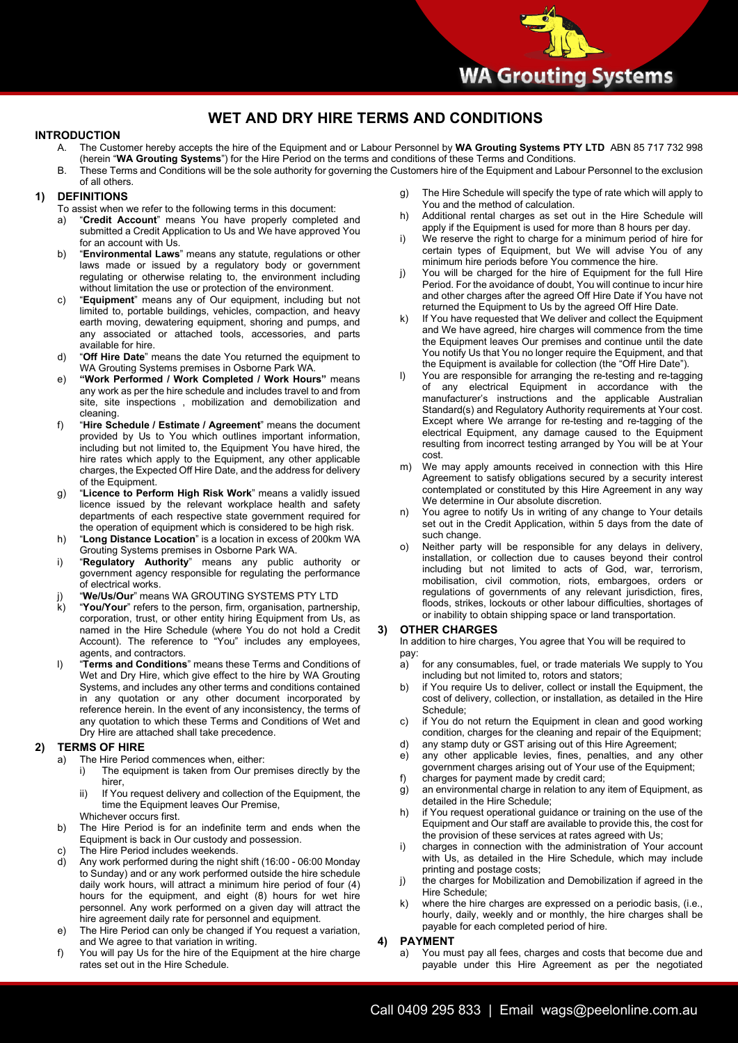# WET AND DRY HIRE TERMS AND CONDITIONS

## INTRODUCTION

A. The Customer hereby accepts the hire of the Equipment and or Labour Personnel by **WA Grouting Systems PTY LTD** ABN 85 717 732 998 (herein "**WA Grouting Systems**") for the Hire Period on the terms and conditions of these Terms and Conditions.

B. These Terms and Conditions will be the sole authority for governing the Customers hire of the Equipment and Labour Personnel to the exclusion of all others.

## 1) DEFINITIONS

To assist when we refer to the following terms in this document:

a) "**Credit Account**" means You have properly completed and submitted a Credit Application to Us and We have approved You for an account with Us.

b) "**Environmental Laws**" means any statute, regulations or other laws made or issued by a regulatory body or government regulating or otherwise relating to, the environment including without limitation the use or protection of the environment.

c) "**Equipment**" means any of Our equipment, including but not limited to, portable buildings, vehicles, compaction, and heavy earth moving, dewatering equipment, shoring and pumps, and any associated or attached tools, accessories, and parts available for hire.

d) "**Off Hire Date**" means the date You returned the equipment to WA Grouting Systems premises in Osborne Park WA.

e) **"Work Performed / Work Completed / Work Hours"** means any work as per the hire schedule and includes travel to and from site, site inspections , mobilization and demobilization and cleaning.

f) "**Hire Schedule / Estimate / Agreement**" means the document provided by Us to You which outlines important information, including but not limited to, the Equipment You have hired, the hire rates which apply to the Equipment, any other applicable charges, the Expected Off Hire Date, and the address for delivery of the Equipment.

g) "**Licence to Perform High Risk Work**" means a validly issued licence issued by the relevant workplace health and safety departments of each respective state government required for the operation of equipment which is considered to be high risk.

h) "**Long Distance Location**" is a location in excess of 200km WA Grouting Systems premises in Osborne Park WA.

i) "**Regulatory Authority**" means any public authority or government agency responsible for regulating the performance of electrical works.

j) "**We/Us/Our**" means WA GROUTING SYSTEMS PTY LTD

k) "**You/Your**" refers to the person, firm, organisation, partnership, corporation, trust, or other entity hiring Equipment from Us, as named in the Hire Schedule (where You do not hold a Credit Account). The reference to "You" includes any employees, agents, and contractors.

l) "**Terms and Conditions**" means these Terms and Conditions of Wet and Dry Hire, which give effect to the hire by WA Grouting Systems, and includes any other terms and conditions contained in any quotation or any other document incorporated by reference herein. In the event of any inconsistency, the terms of any quotation to which these Terms and Conditions of Wet and Dry Hire are attached shall take precedence.

## 2) TERMS OF HIRE

a) The Hire Period commences when, either:
   i) The equipment is taken from Our premises directly by the hirer,
   ii) If You request delivery and collection of the Equipment, the time the Equipment leaves Our Premise,

   Whichever occurs first.

b) The Hire Period is for an indefinite term and ends when the Equipment is back in Our custody and possession.

c) The Hire Period includes weekends.

d) Any work performed during the night shift (16:00 - 06:00 Monday to Sunday) and or any work performed outside the hire schedule daily work hours, will attract a minimum hire period of four (4) hours for the equipment, and eight (8) hours for wet hire personnel. Any work performed on a given day will attract the hire agreement daily rate for personnel and equipment.

e) The Hire Period can only be changed if You request a variation, and We agree to that variation in writing.

f) You will pay Us for the hire of the Equipment at the hire charge rates set out in the Hire Schedule.

g) The Hire Schedule will specify the type of rate which will apply to You and the method of calculation.

h) Additional rental charges as set out in the Hire Schedule will apply if the Equipment is used for more than 8 hours per day.

i) We reserve the right to charge for a minimum period of hire for certain types of Equipment, but We will advise You of any minimum hire periods before You commence the hire.

j) You will be charged for the hire of Equipment for the full Hire Period. For the avoidance of doubt, You will continue to incur hire and other charges after the agreed Off Hire Date if You have not returned the Equipment to Us by the agreed Off Hire Date.

k) If You have requested that We deliver and collect the Equipment and We have agreed, hire charges will commence from the time the Equipment leaves Our premises and continue until the date You notify Us that You no longer require the Equipment, and that the Equipment is available for collection (the "Off Hire Date").

l) You are responsible for arranging the re-testing and re-tagging of any electrical Equipment in accordance with the manufacturer's instructions and the applicable Australian Standard(s) and Regulatory Authority requirements at Your cost. Except where We arrange for re-testing and re-tagging of the electrical Equipment, any damage caused to the Equipment resulting from incorrect testing arranged by You will be at Your cost.

m) We may apply amounts received in connection with this Hire Agreement to satisfy obligations secured by a security interest contemplated or constituted by this Hire Agreement in any way We determine in Our absolute discretion.

n) You agree to notify Us in writing of any change to Your details set out in the Credit Application, within 5 days from the date of such change.

o) Neither party will be responsible for any delays in delivery, installation, or collection due to causes beyond their control including but not limited to acts of God, war, terrorism, mobilisation, civil commotion, riots, embargoes, orders or regulations of governments of any relevant jurisdiction, fires, floods, strikes, lockouts or other labour difficulties, shortages of or inability to obtain shipping space or land transportation.

## 3) OTHER CHARGES

In addition to hire charges, You agree that You will be required to pay:

a) for any consumables, fuel, or trade materials We supply to You including but not limited to, rotors and stators;

b) if You require Us to deliver, collect or install the Equipment, the cost of delivery, collection, or installation, as detailed in the Hire Schedule;

c) if You do not return the Equipment in clean and good working condition, charges for the cleaning and repair of the Equipment;

d) any stamp duty or GST arising out of this Hire Agreement;

e) any other applicable levies, fines, penalties, and any other government charges arising out of Your use of the Equipment;

f) charges for payment made by credit card;

g) an environmental charge in relation to any item of Equipment, as detailed in the Hire Schedule;

h) if You request operational guidance or training on the use of the Equipment and Our staff are available to provide this, the cost for the provision of these services at rates agreed with Us;

i) charges in connection with the administration of Your account with Us, as detailed in the Hire Schedule, which may include printing and postage costs;

j) the charges for Mobilization and Demobilization if agreed in the Hire Schedule;

k) where the hire charges are expressed on a periodic basis, (i.e., hourly, daily, weekly and or monthly, the hire charges shall be payable for each completed period of hire.

## 4) PAYMENT

a) You must pay all fees, charges and costs that become due and payable under this Hire Agreement as per the negotiated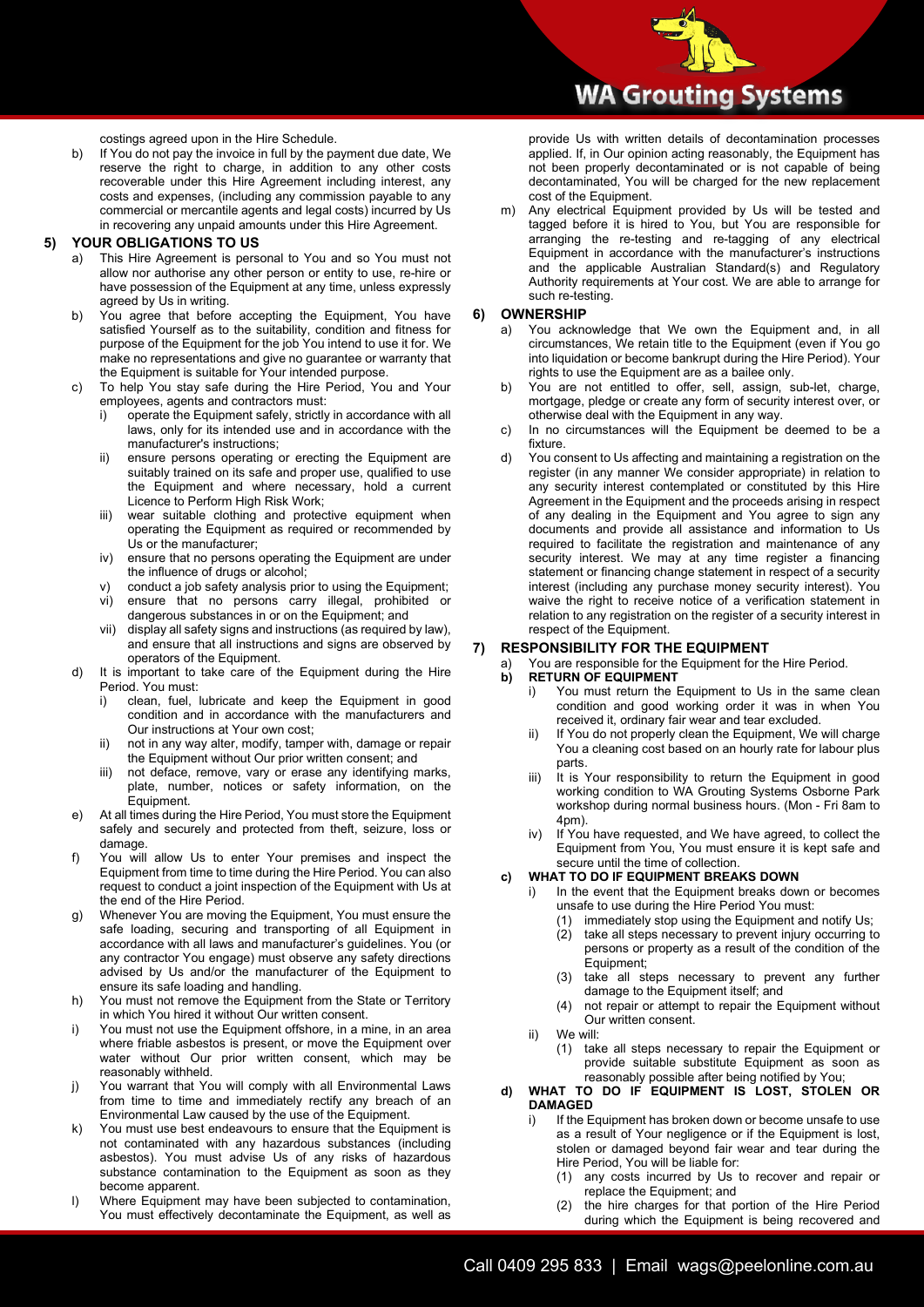costings agreed upon in the Hire Schedule.

b) If You do not pay the invoice in full by the payment due date, We reserve the right to charge, in addition to any other costs recoverable under this Hire Agreement including interest, any costs and expenses, (including any commission payable to any commercial or mercantile agents and legal costs) incurred by Us in recovering any unpaid amounts under this Hire Agreement.

## 5) YOUR OBLIGATIONS TO US

a) This Hire Agreement is personal to You and so You must not allow nor authorise any other person or entity to use, re-hire or have possession of the Equipment at any time, unless expressly agreed by Us in writing.

b) You agree that before accepting the Equipment, You have satisfied Yourself as to the suitability, condition and fitness for purpose of the Equipment for the job You intend to use it for. We make no representations and give no guarantee or warranty that the Equipment is suitable for Your intended purpose.

c) To help You stay safe during the Hire Period, You and Your employees, agents and contractors must:
   - i) operate the Equipment safely, strictly in accordance with all laws, only for its intended use and in accordance with the manufacturer's instructions;
   - ii) ensure persons operating or erecting the Equipment are suitably trained on its safe and proper use, qualified to use the Equipment and where necessary, hold a current Licence to Perform High Risk Work;
   - iii) wear suitable clothing and protective equipment when operating the Equipment as required or recommended by Us or the manufacturer;
   - iv) ensure that no persons operating the Equipment are under the influence of drugs or alcohol;
   - v) conduct a job safety analysis prior to using the Equipment;
   - vi) ensure that no persons carry illegal, prohibited or dangerous substances in or on the Equipment; and
   - vii) display all safety signs and instructions (as required by law), and ensure that all instructions and signs are observed by operators of the Equipment.

d) It is important to take care of the Equipment during the Hire Period. You must:
   - i) clean, fuel, lubricate and keep the Equipment in good condition and in accordance with the manufacturers and Our instructions at Your own cost;
   - ii) not in any way alter, modify, tamper with, damage or repair the Equipment without Our prior written consent; and
   - iii) not deface, remove, vary or erase any identifying marks, plate, number, notices or safety information, on the Equipment.

e) At all times during the Hire Period, You must store the Equipment safely and securely and protected from theft, seizure, loss or damage.

f) You will allow Us to enter Your premises and inspect the Equipment from time to time during the Hire Period. You can also request to conduct a joint inspection of the Equipment with Us at the end of the Hire Period.

g) Whenever You are moving the Equipment, You must ensure the safe loading, securing and transporting of all Equipment in accordance with all laws and manufacturer's guidelines. You (or any contractor You engage) must observe any safety directions advised by Us and/or the manufacturer of the Equipment to ensure its safe loading and handling.

h) You must not remove the Equipment from the State or Territory in which You hired it without Our written consent.

i) You must not use the Equipment offshore, in a mine, in an area where friable asbestos is present, or move the Equipment over water without Our prior written consent, which may be reasonably withheld.

j) You warrant that You will comply with all Environmental Laws from time to time and immediately rectify any breach of an Environmental Law caused by the use of the Equipment.

k) You must use best endeavours to ensure that the Equipment is not contaminated with any hazardous substances (including asbestos). You must advise Us of any risks of hazardous substance contamination to the Equipment as soon as they become apparent.

l) Where Equipment may have been subjected to contamination, You must effectively decontaminate the Equipment, as well as provide Us with written details of decontamination processes applied. If, in Our opinion acting reasonably, the Equipment has not been properly decontaminated or is not capable of being decontaminated, You will be charged for the new replacement cost of the Equipment.

m) Any electrical Equipment provided by Us will be tested and tagged before it is hired to You, but You are responsible for arranging the re-testing and re-tagging of any electrical Equipment in accordance with the manufacturer's instructions and the applicable Australian Standard(s) and Regulatory Authority requirements at Your cost. We are able to arrange for such re-testing.

## 6) OWNERSHIP

a) You acknowledge that We own the Equipment and, in all circumstances, We retain title to the Equipment (even if You go into liquidation or become bankrupt during the Hire Period). Your rights to use the Equipment are as a bailee only.

b) You are not entitled to offer, sell, assign, sub-let, charge, mortgage, pledge or create any form of security interest over, or otherwise deal with the Equipment in any way.

c) In no circumstances will the Equipment be deemed to be a fixture.

d) You consent to Us affecting and maintaining a registration on the register (in any manner We consider appropriate) in relation to any security interest contemplated or constituted by this Hire Agreement in the Equipment and the proceeds arising in respect of any dealing in the Equipment and You agree to sign any documents and provide all assistance and information to Us required to facilitate the registration and maintenance of any security interest. We may at any time register a financing statement or financing change statement in respect of a security interest (including any purchase money security interest). You waive the right to receive notice of a verification statement in relation to any registration on the register of a security interest in respect of the Equipment.

## 7) RESPONSIBILITY FOR THE EQUIPMENT

a) You are responsible for the Equipment for the Hire Period.

**b) RETURN OF EQUIPMENT**

   - i) You must return the Equipment to Us in the same clean condition and good working order it was in when You received it, ordinary fair wear and tear excluded.
   - ii) If You do not properly clean the Equipment, We will charge You a cleaning cost based on an hourly rate for labour plus parts.
   - iii) It is Your responsibility to return the Equipment in good working condition to WA Grouting Systems Osborne Park workshop during normal business hours. (Mon - Fri 8am to 4pm).
   - iv) If You have requested, and We have agreed, to collect the Equipment from You, You must ensure it is kept safe and secure until the time of collection.

**c) WHAT TO DO IF EQUIPMENT BREAKS DOWN**

   - i) In the event that the Equipment breaks down or becomes unsafe to use during the Hire Period You must:
     - (1) immediately stop using the Equipment and notify Us;
     - (2) take all steps necessary to prevent injury occurring to persons or property as a result of the condition of the Equipment;
     - (3) take all steps necessary to prevent any further damage to the Equipment itself; and
     - (4) not repair or attempt to repair the Equipment without Our written consent.
   - ii) We will:
     - (1) take all steps necessary to repair the Equipment or provide suitable substitute Equipment as soon as reasonably possible after being notified by You;

**d) WHAT TO DO IF EQUIPMENT IS LOST, STOLEN OR DAMAGED**

   - i) If the Equipment has broken down or become unsafe to use as a result of Your negligence or if the Equipment is lost, stolen or damaged beyond fair wear and tear during the Hire Period, You will be liable for:
     - (1) any costs incurred by Us to recover and repair or replace the Equipment; and
     - (2) the hire charges for that portion of the Hire Period during which the Equipment is being recovered and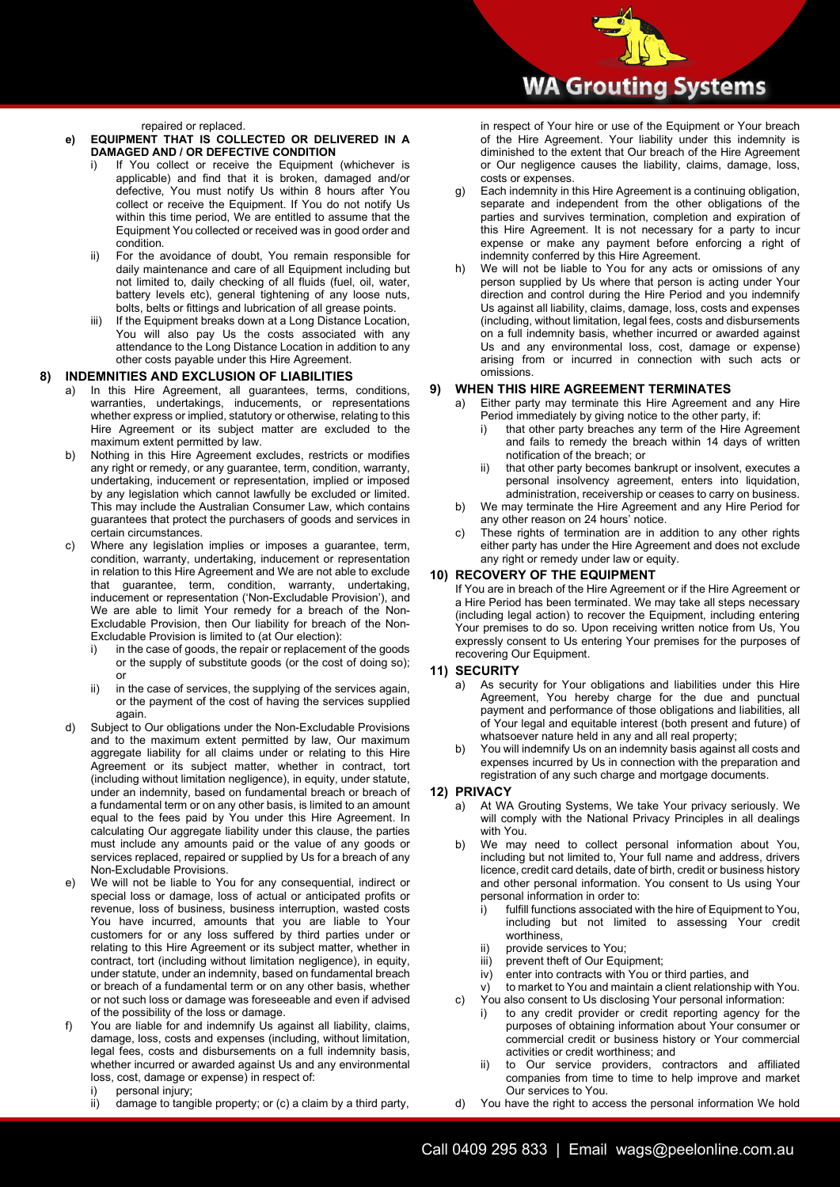repaired or replaced.

- **e) EQUIPMENT THAT IS COLLECTED OR DELIVERED IN A DAMAGED AND / OR DEFECTIVE CONDITION**
  - i) If You collect or receive the Equipment (whichever is applicable) and find that it is broken, damaged and/or defective, You must notify Us within 8 hours after You collect or receive the Equipment. If You do not notify Us within this time period, We are entitled to assume that the Equipment You collected or received was in good order and condition.
  - ii) For the avoidance of doubt, You remain responsible for daily maintenance and care of all Equipment including but not limited to, daily checking of all fluids (fuel, oil, water, battery levels etc), general tightening of any loose nuts, bolts, belts or fittings and lubrication of all grease points.
  - iii) If the Equipment breaks down at a Long Distance Location, You will also pay Us the costs associated with any attendance to the Long Distance Location in addition to any other costs payable under this Hire Agreement.

## 8) INDEMNITIES AND EXCLUSION OF LIABILITIES

- a) In this Hire Agreement, all guarantees, terms, conditions, warranties, undertakings, inducements, or representations whether express or implied, statutory or otherwise, relating to this Hire Agreement or its subject matter are excluded to the maximum extent permitted by law.
- b) Nothing in this Hire Agreement excludes, restricts or modifies any right or remedy, or any guarantee, term, condition, warranty, undertaking, inducement or representation, implied or imposed by any legislation which cannot lawfully be excluded or limited. This may include the Australian Consumer Law, which contains guarantees that protect the purchasers of goods and services in certain circumstances.
- c) Where any legislation implies or imposes a guarantee, term, condition, warranty, undertaking, inducement or representation in relation to this Hire Agreement and We are not able to exclude that guarantee, term, condition, warranty, undertaking, inducement or representation ('Non-Excludable Provision'), and We are able to limit Your remedy for a breach of the Non-Excludable Provision, then Our liability for breach of the Non-Excludable Provision is limited to (at Our election):
  - i) in the case of goods, the repair or replacement of the goods or the supply of substitute goods (or the cost of doing so); or
  - ii) in the case of services, the supplying of the services again, or the payment of the cost of having the services supplied again.
- d) Subject to Our obligations under the Non-Excludable Provisions and to the maximum extent permitted by law, Our maximum aggregate liability for all claims under or relating to this Hire Agreement or its subject matter, whether in contract, tort (including without limitation negligence), in equity, under statute, under an indemnity, based on fundamental breach or breach of a fundamental term or on any other basis, is limited to an amount equal to the fees paid by You under this Hire Agreement. In calculating Our aggregate liability under this clause, the parties must include any amounts paid or the value of any goods or services replaced, repaired or supplied by Us for a breach of any Non-Excludable Provisions.
- e) We will not be liable to You for any consequential, indirect or special loss or damage, loss of actual or anticipated profits or revenue, loss of business, business interruption, wasted costs You have incurred, amounts that you are liable to Your customers for or any loss suffered by third parties under or relating to this Hire Agreement or its subject matter, whether in contract, tort (including without limitation negligence), in equity, under statute, under an indemnity, based on fundamental breach or breach of a fundamental term or on any other basis, whether or not such loss or damage was foreseeable and even if advised of the possibility of the loss or damage.
- f) You are liable for and indemnify Us against all liability, claims, damage, loss, costs and expenses (including, without limitation, legal fees, costs and disbursements on a full indemnity basis, whether incurred or awarded against Us and any environmental loss, cost, damage or expense) in respect of:
  - i) personal injury;
  - ii) damage to tangible property; or (c) a claim by a third party, in respect of Your hire or use of the Equipment or Your breach of the Hire Agreement. Your liability under this indemnity is diminished to the extent that Our breach of the Hire Agreement or Our negligence causes the liability, claims, damage, loss, costs or expenses.
- g) Each indemnity in this Hire Agreement is a continuing obligation, separate and independent from the other obligations of the parties and survives termination, completion and expiration of this Hire Agreement. It is not necessary for a party to incur expense or make any payment before enforcing a right of indemnity conferred by this Hire Agreement.
- h) We will not be liable to You for any acts or omissions of any person supplied by Us where that person is acting under Your direction and control during the Hire Period and you indemnify Us against all liability, claims, damage, loss, costs and expenses (including, without limitation, legal fees, costs and disbursements on a full indemnity basis, whether incurred or awarded against Us and any environmental loss, cost, damage or expense) arising from or incurred in connection with such acts or omissions.

## 9) WHEN THIS HIRE AGREEMENT TERMINATES

- a) Either party may terminate this Hire Agreement and any Hire Period immediately by giving notice to the other party, if:
  - i) that other party breaches any term of the Hire Agreement and fails to remedy the breach within 14 days of written notification of the breach; or
  - ii) that other party becomes bankrupt or insolvent, executes a personal insolvency agreement, enters into liquidation, administration, receivership or ceases to carry on business.
- b) We may terminate the Hire Agreement and any Hire Period for any other reason on 24 hours' notice.
- c) These rights of termination are in addition to any other rights either party has under the Hire Agreement and does not exclude any right or remedy under law or equity.

## 10) RECOVERY OF THE EQUIPMENT

If You are in breach of the Hire Agreement or if the Hire Agreement or a Hire Period has been terminated. We may take all steps necessary (including legal action) to recover the Equipment, including entering Your premises to do so. Upon receiving written notice from Us, You expressly consent to Us entering Your premises for the purposes of recovering Our Equipment.

## 11) SECURITY

- a) As security for Your obligations and liabilities under this Hire Agreement, You hereby charge for the due and punctual payment and performance of those obligations and liabilities, all of Your legal and equitable interest (both present and future) of whatsoever nature held in any and all real property;
- b) You will indemnify Us on an indemnity basis against all costs and expenses incurred by Us in connection with the preparation and registration of any such charge and mortgage documents.

## 12) PRIVACY

- a) At WA Grouting Systems, We take Your privacy seriously. We will comply with the National Privacy Principles in all dealings with You.
- b) We may need to collect personal information about You, including but not limited to, Your full name and address, drivers licence, credit card details, date of birth, credit or business history and other personal information. You consent to Us using Your personal information in order to:
  - i) fulfill functions associated with the hire of Equipment to You, including but not limited to assessing Your credit worthiness,
  - ii) provide services to You;
  - iii) prevent theft of Our Equipment;
  - iv) enter into contracts with You or third parties, and
  - v) to market to You and maintain a client relationship with You.
- c) You also consent to Us disclosing Your personal information:
  - i) to any credit provider or credit reporting agency for the purposes of obtaining information about Your consumer or commercial credit or business history or Your commercial activities or credit worthiness; and
  - ii) to Our service providers, contractors and affiliated companies from time to time to help improve and market Our services to You.
- d) You have the right to access the personal information We hold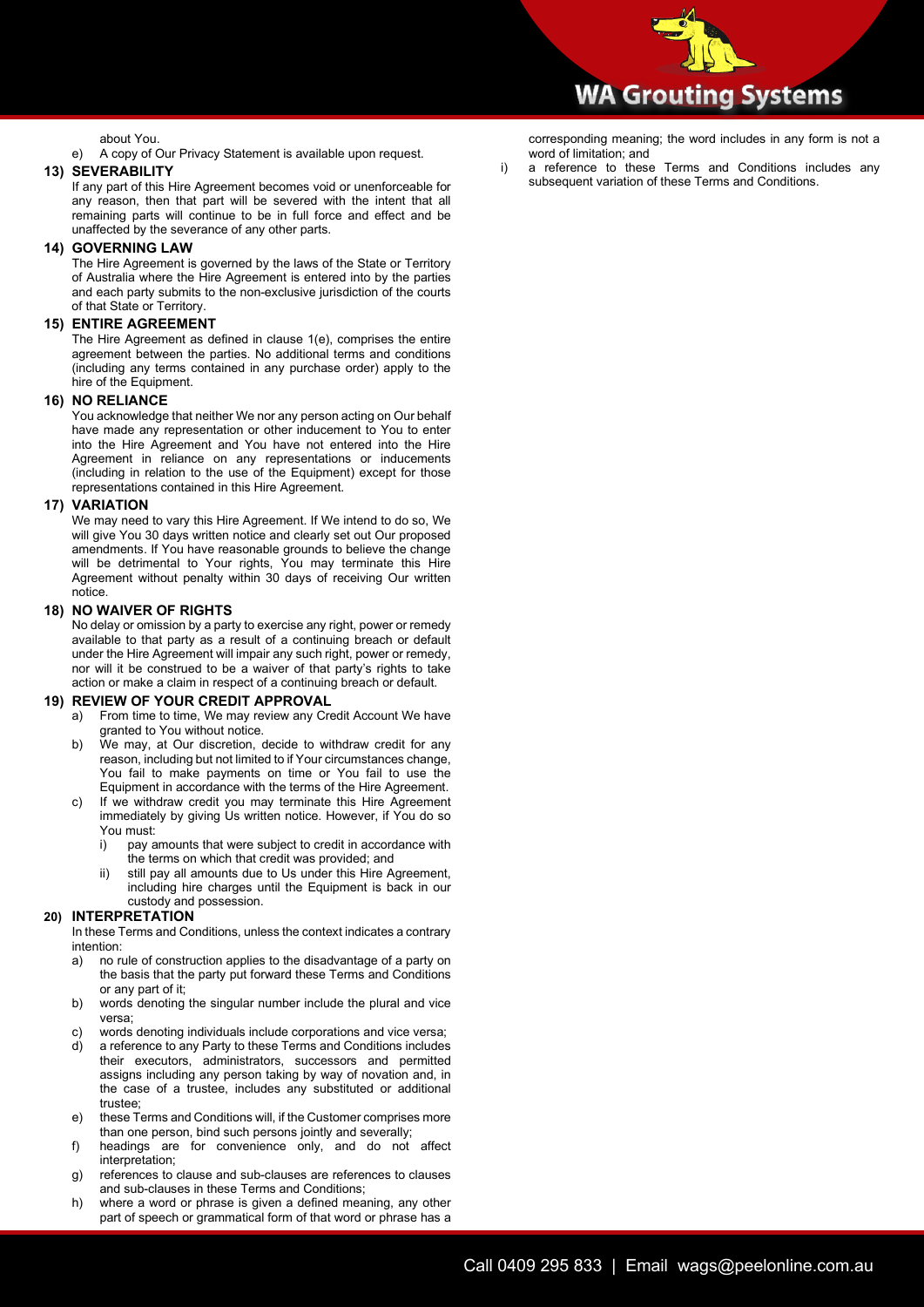about You.

e) A copy of Our Privacy Statement is available upon request.

## 13) SEVERABILITY

If any part of this Hire Agreement becomes void or unenforceable for any reason, then that part will be severed with the intent that all remaining parts will continue to be in full force and effect and be unaffected by the severance of any other parts.

## 14) GOVERNING LAW

The Hire Agreement is governed by the laws of the State or Territory of Australia where the Hire Agreement is entered into by the parties and each party submits to the non-exclusive jurisdiction of the courts of that State or Territory.

## 15) ENTIRE AGREEMENT

The Hire Agreement as defined in clause 1(e), comprises the entire agreement between the parties. No additional terms and conditions (including any terms contained in any purchase order) apply to the hire of the Equipment.

## 16) NO RELIANCE

You acknowledge that neither We nor any person acting on Our behalf have made any representation or other inducement to You to enter into the Hire Agreement and You have not entered into the Hire Agreement in reliance on any representations or inducements (including in relation to the use of the Equipment) except for those representations contained in this Hire Agreement.

## 17) VARIATION

We may need to vary this Hire Agreement. If We intend to do so, We will give You 30 days written notice and clearly set out Our proposed amendments. If You have reasonable grounds to believe the change will be detrimental to Your rights, You may terminate this Hire Agreement without penalty within 30 days of receiving Our written notice.

## 18) NO WAIVER OF RIGHTS

No delay or omission by a party to exercise any right, power or remedy available to that party as a result of a continuing breach or default under the Hire Agreement will impair any such right, power or remedy, nor will it be construed to be a waiver of that party's rights to take action or make a claim in respect of a continuing breach or default.

## 19) REVIEW OF YOUR CREDIT APPROVAL

a) From time to time, We may review any Credit Account We have granted to You without notice.

b) We may, at Our discretion, decide to withdraw credit for any reason, including but not limited to if Your circumstances change, You fail to make payments on time or You fail to use the Equipment in accordance with the terms of the Hire Agreement.

c) If we withdraw credit you may terminate this Hire Agreement immediately by giving Us written notice. However, if You do so You must:

   i) pay amounts that were subject to credit in accordance with the terms on which that credit was provided; and

   ii) still pay all amounts due to Us under this Hire Agreement, including hire charges until the Equipment is back in our custody and possession.

## 20) INTERPRETATION

In these Terms and Conditions, unless the context indicates a contrary intention:

a) no rule of construction applies to the disadvantage of a party on the basis that the party put forward these Terms and Conditions or any part of it;

b) words denoting the singular number include the plural and vice versa;

c) words denoting individuals include corporations and vice versa;

d) a reference to any Party to these Terms and Conditions includes their executors, administrators, successors and permitted assigns including any person taking by way of novation and, in the case of a trustee, includes any substituted or additional trustee;

e) these Terms and Conditions will, if the Customer comprises more than one person, bind such persons jointly and severally;

f) headings are for convenience only, and do not affect interpretation;

g) references to clause and sub-clauses are references to clauses and sub-clauses in these Terms and Conditions;

h) where a word or phrase is given a defined meaning, any other part of speech or grammatical form of that word or phrase has a corresponding meaning; the word includes in any form is not a word of limitation; and

i) a reference to these Terms and Conditions includes any subsequent variation of these Terms and Conditions.